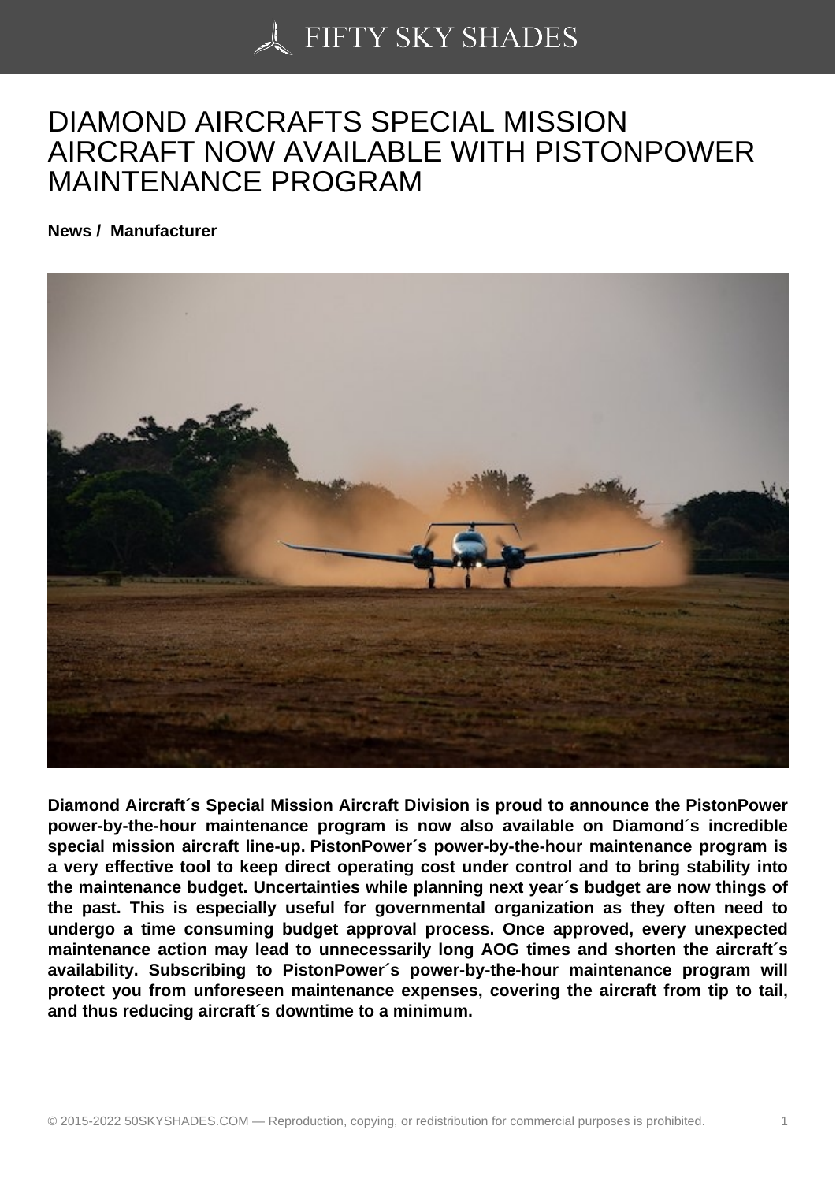# DIAMOND AIRCRAFTS SPECIAL MISSION AIRCRAFT NOW AVAILABLE WITH PISTONPOWER MAINTENANCE PROGRAM

**News / Manufacturer**

**Diamond Aircraft´s Special Mission Aircraft Division is proud to announce the PistonPower power-by-the-hour maintenance program is now also available on Diamond´s incredible special mission aircraft line-up. PistonPower´s power-by-the-hour maintenance program is a very effective tool to keep direct operating cost under control and to bring stability into the maintenance budget. Uncertainties while planning next year´s budget are now things of the past. This is especially useful for governmental organization as they often need to undergo a time consuming budget approval process. Once approved, every unexpected maintenance action may lead to unnecessarily long AOG times and shorten the aircraft´s availability. Subscribing to PistonPower´s power-by-the-hour maintenance program will protect you from unforeseen maintenance expenses, covering the aircraft from tip to tail, and thus reducing aircraft´s downtime to a minimum.**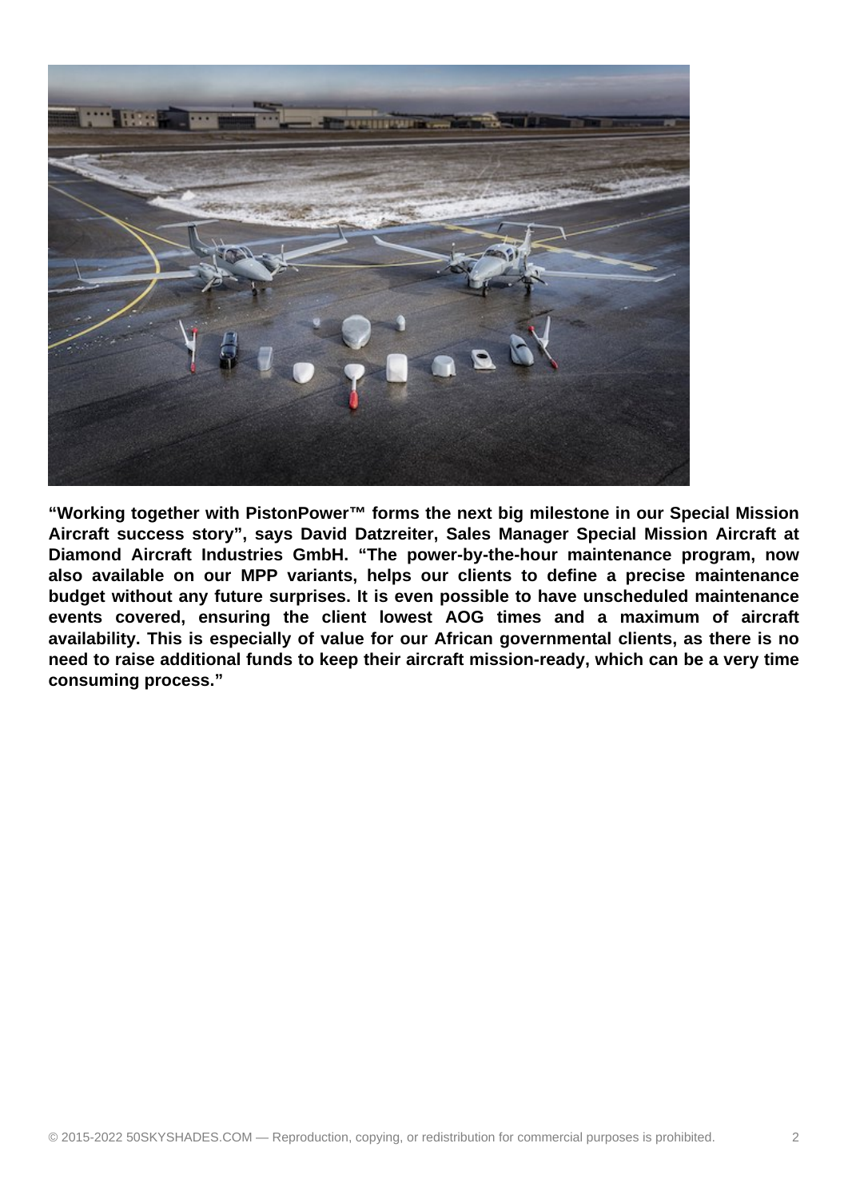**“Working together with PistonPower™ forms the next big milestone in our Special Mission Aircraft success story”, says David Datzreiter, Sales Manager Special Mission Aircraft at Diamond Aircraft Industries GmbH. “The power-by-the-hour maintenance program, now also available on our MPP variants, helps our clients to define a precise maintenance budget without any future surprises. It is even possible to have unscheduled maintenance events covered, ensuring the client lowest AOG times and a maximum of aircraft availability. This is especially of value for our African governmental clients, as there is no need to raise additional funds to keep their aircraft mission-ready, which can be a very time consuming process.”**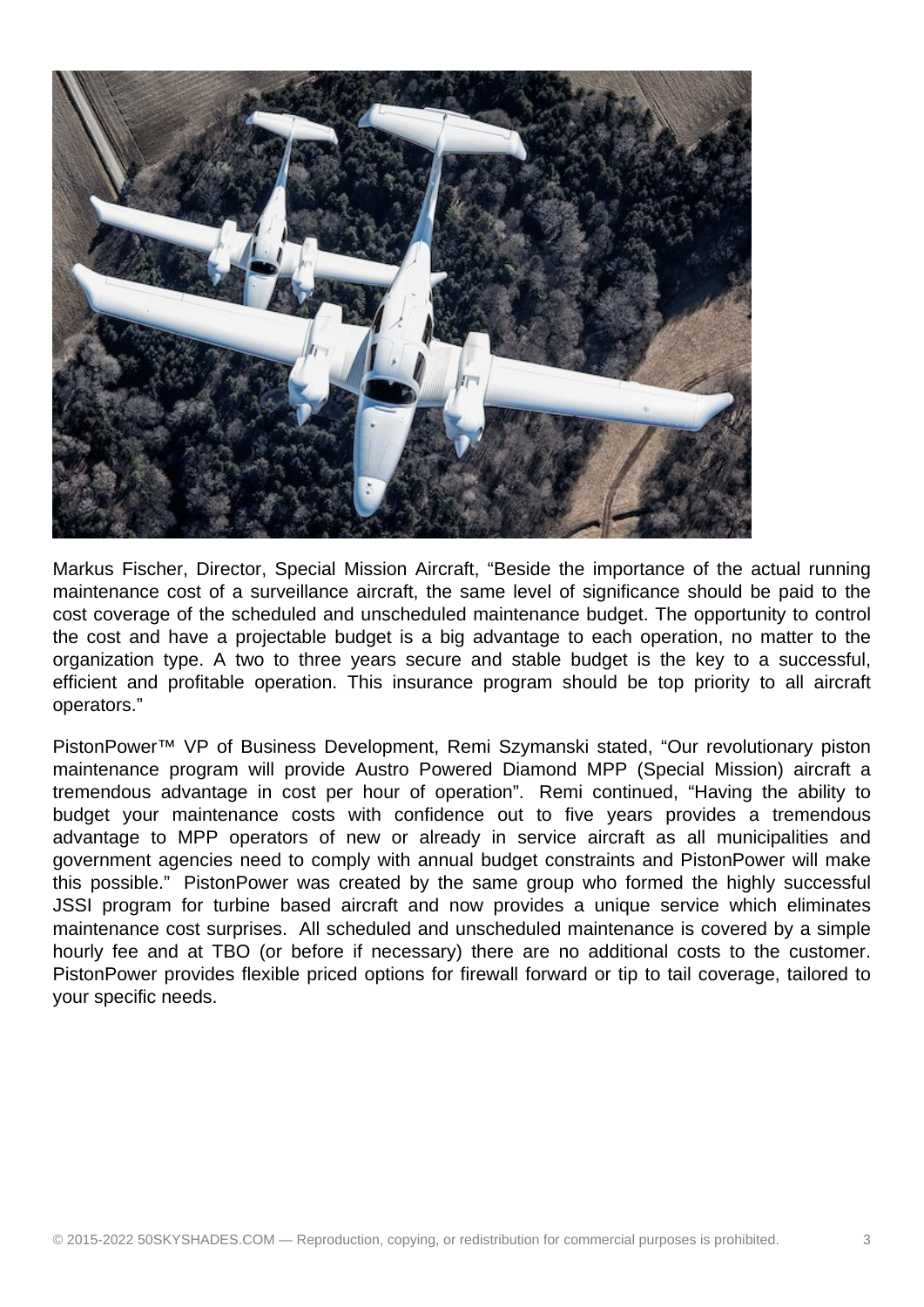Markus Fischer, Director, Special Mission Aircraft, “Beside the importance of the actual running maintenance cost of a surveillance aircraft, the same level of significance should be paid to the cost coverage of the scheduled and unscheduled maintenance budget. The opportunity to control the cost and have a projectable budget is a big advantage to each operation, no matter to the organization type. A two to three years secure and stable budget is the key to a successful, efficient and profitable operation. This insurance program should be top priority to all aircraft operators.”

PistonPower™ VP of Business Development, Remi Szymanski stated, “Our revolutionary piston maintenance program will provide Austro Powered Diamond MPP (Special Mission) aircraft a tremendous advantage in cost per hour of operation”. Remi continued, “Having the ability to budget your maintenance costs with confidence out to five years provides a tremendous advantage to MPP operators of new or already in service aircraft as all municipalities and government agencies need to comply with annual budget constraints and PistonPower will make this possible.” PistonPower was created by the same group who formed the highly successful JSSI program for turbine based aircraft and now provides a unique service which eliminates maintenance cost surprises. All scheduled and unscheduled maintenance is covered by a simple hourly fee and at TBO (or before if necessary) there are no additional costs to the customer. PistonPower provides flexible priced options for firewall forward or tip to tail coverage, tailored to your specific needs.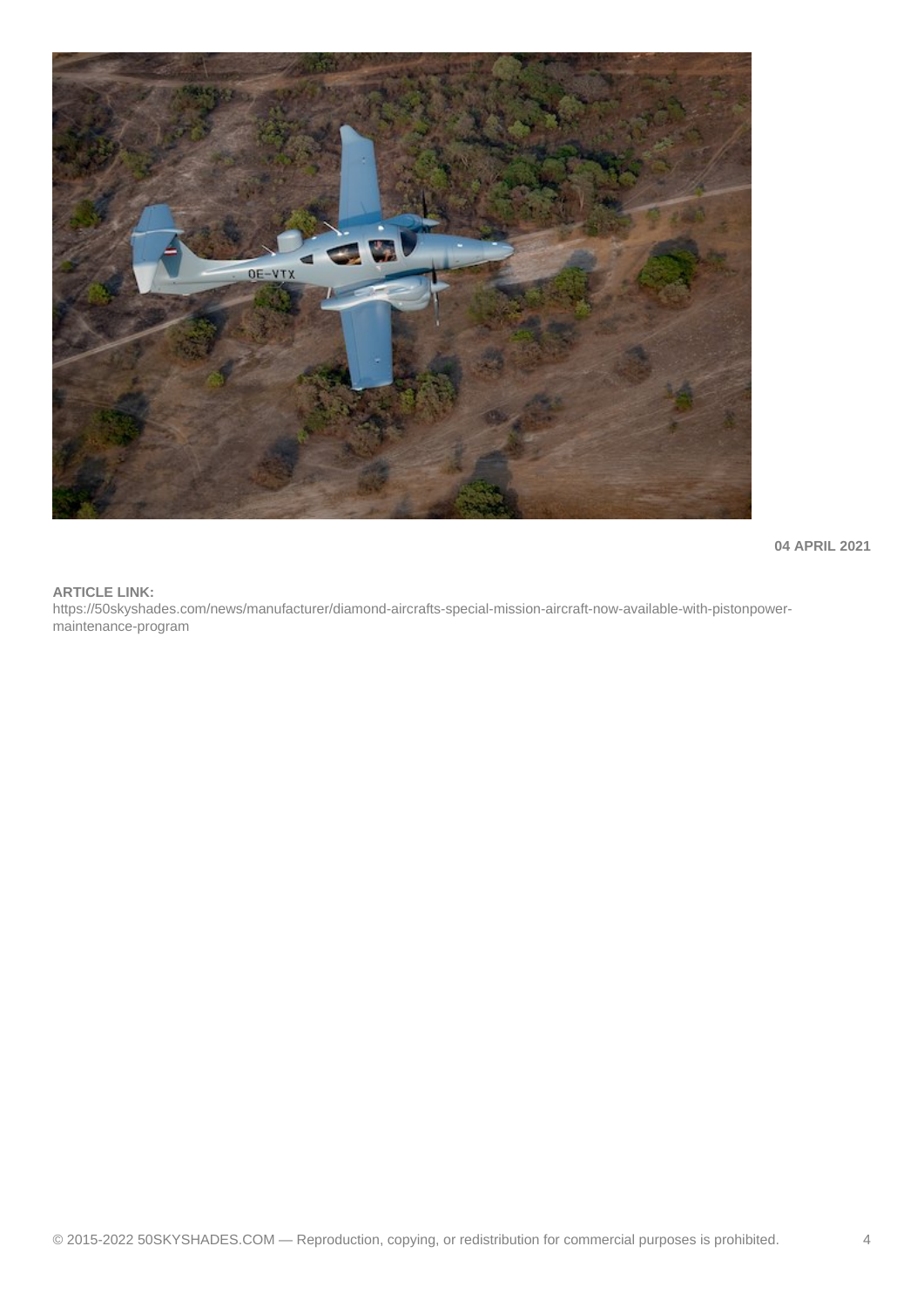**04 APRIL 2021**

**ARTICLE LINK:**
https://50skyshades.com/news/manufacturer/diamond-aircrafts-special-mission-aircraft-now-available-with-pistonpower-maintenance-program

© 2015-2022 50SKYSHADES.COM — Reproduction, copying, or redistribution for commercial purposes is prohibited.